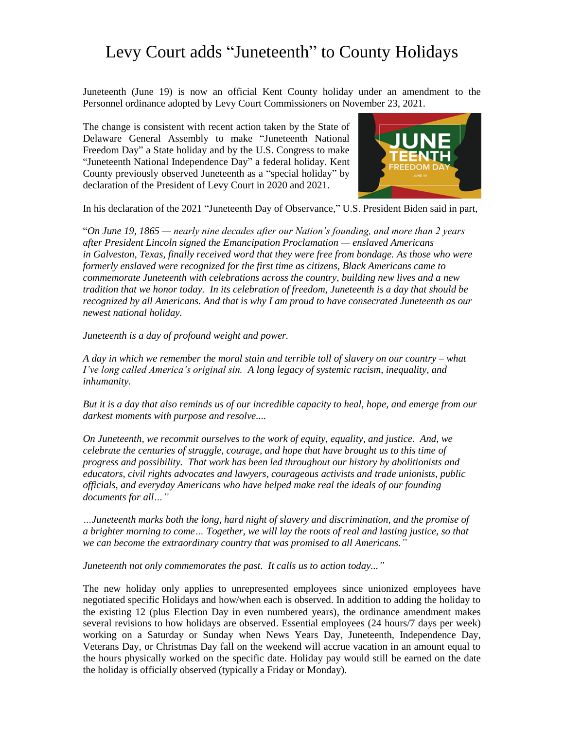# Levy Court adds "Juneteenth" to County Holidays

Juneteenth (June 19) is now an official Kent County holiday under an amendment to the Personnel ordinance adopted by Levy Court Commissioners on November 23, 2021.

The change is consistent with recent action taken by the State of Delaware General Assembly to make "Juneteenth National Freedom Day" a State holiday and by the U.S. Congress to make "Juneteenth National Independence Day" a federal holiday. Kent County previously observed Juneteenth as a "special holiday" by declaration of the President of Levy Court in 2020 and 2021.

In his declaration of the 2021 "Juneteenth Day of Observance," U.S. President Biden said in part,

"*On June 19, 1865 — nearly nine decades after our Nation's founding, and more than 2 years after President Lincoln signed the Emancipation Proclamation — enslaved Americans in Galveston, Texas, finally received word that they were free from bondage. As those who were formerly enslaved were recognized for the first time as citizens, Black Americans came to commemorate Juneteenth with celebrations across the country, building new lives and a new tradition that we honor today. In its celebration of freedom, Juneteenth is a day that should be recognized by all Americans. And that is why I am proud to have consecrated Juneteenth as our newest national holiday.*

*Juneteenth is a day of profound weight and power.*

*A day in which we remember the moral stain and terrible toll of slavery on our country – what I've long called America's original sin. A long legacy of systemic racism, inequality, and inhumanity.*

*But it is a day that also reminds us of our incredible capacity to heal, hope, and emerge from our darkest moments with purpose and resolve....*

*On Juneteenth, we recommit ourselves to the work of equity, equality, and justice. And, we celebrate the centuries of struggle, courage, and hope that have brought us to this time of progress and possibility. That work has been led throughout our history by abolitionists and educators, civil rights advocates and lawyers, courageous activists and trade unionists, public officials, and everyday Americans who have helped make real the ideals of our founding documents for all…"*

*…Juneteenth marks both the long, hard night of slavery and discrimination, and the promise of a brighter morning to come… Together, we will lay the roots of real and lasting justice, so that we can become the extraordinary country that was promised to all Americans."*

*Juneteenth not only commemorates the past. It calls us to action today..."*

The new holiday only applies to unrepresented employees since unionized employees have negotiated specific Holidays and how/when each is observed. In addition to adding the holiday to the existing 12 (plus Election Day in even numbered years), the ordinance amendment makes several revisions to how holidays are observed. Essential employees (24 hours/7 days per week) working on a Saturday or Sunday when News Years Day, Juneteenth, Independence Day, Veterans Day, or Christmas Day fall on the weekend will accrue vacation in an amount equal to the hours physically worked on the specific date. Holiday pay would still be earned on the date the holiday is officially observed (typically a Friday or Monday).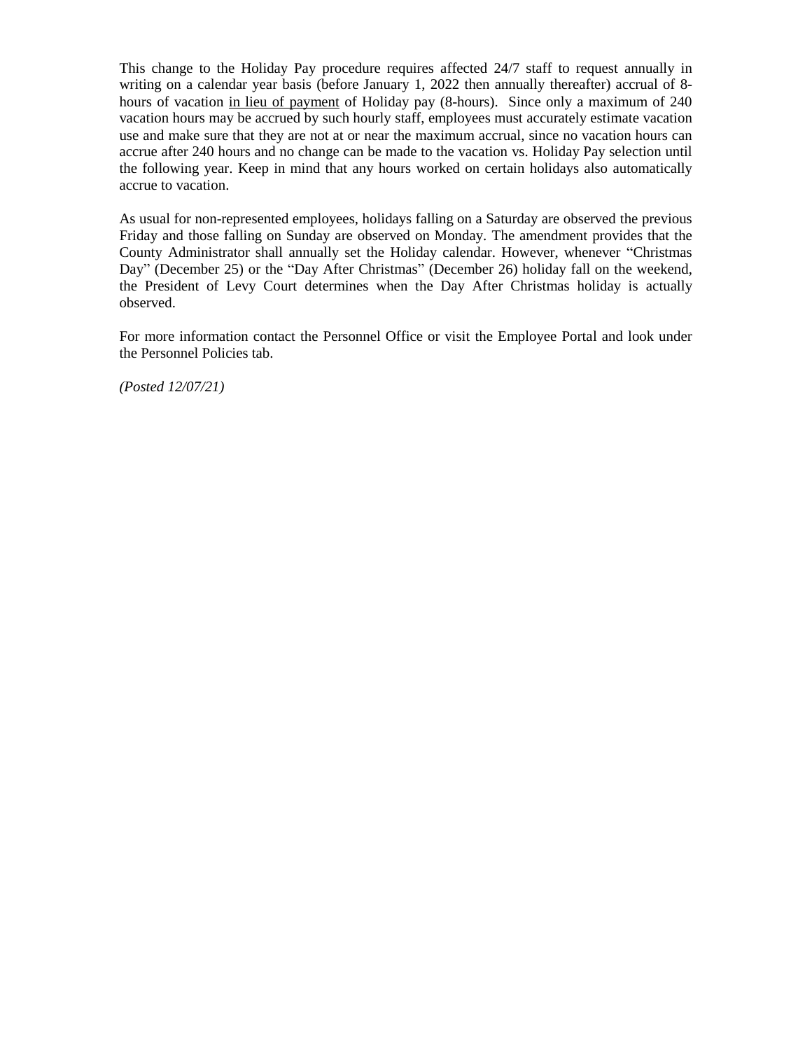This change to the Holiday Pay procedure requires affected 24/7 staff to request annually in writing on a calendar year basis (before January 1, 2022 then annually thereafter) accrual of 8-hours of vacation <u>in lieu of payment</u> of Holiday pay (8-hours). Since only a maximum of 240 vacation hours may be accrued by such hourly staff, employees must accurately estimate vacation use and make sure that they are not at or near the maximum accrual, since no vacation hours can accrue after 240 hours and no change can be made to the vacation vs. Holiday Pay selection until the following year. Keep in mind that any hours worked on certain holidays also automatically accrue to vacation.

As usual for non-represented employees, holidays falling on a Saturday are observed the previous Friday and those falling on Sunday are observed on Monday. The amendment provides that the County Administrator shall annually set the Holiday calendar. However, whenever "Christmas Day" (December 25) or the "Day After Christmas" (December 26) holiday fall on the weekend, the President of Levy Court determines when the Day After Christmas holiday is actually observed.

For more information contact the Personnel Office or visit the Employee Portal and look under the Personnel Policies tab.

*(Posted 12/07/21)*